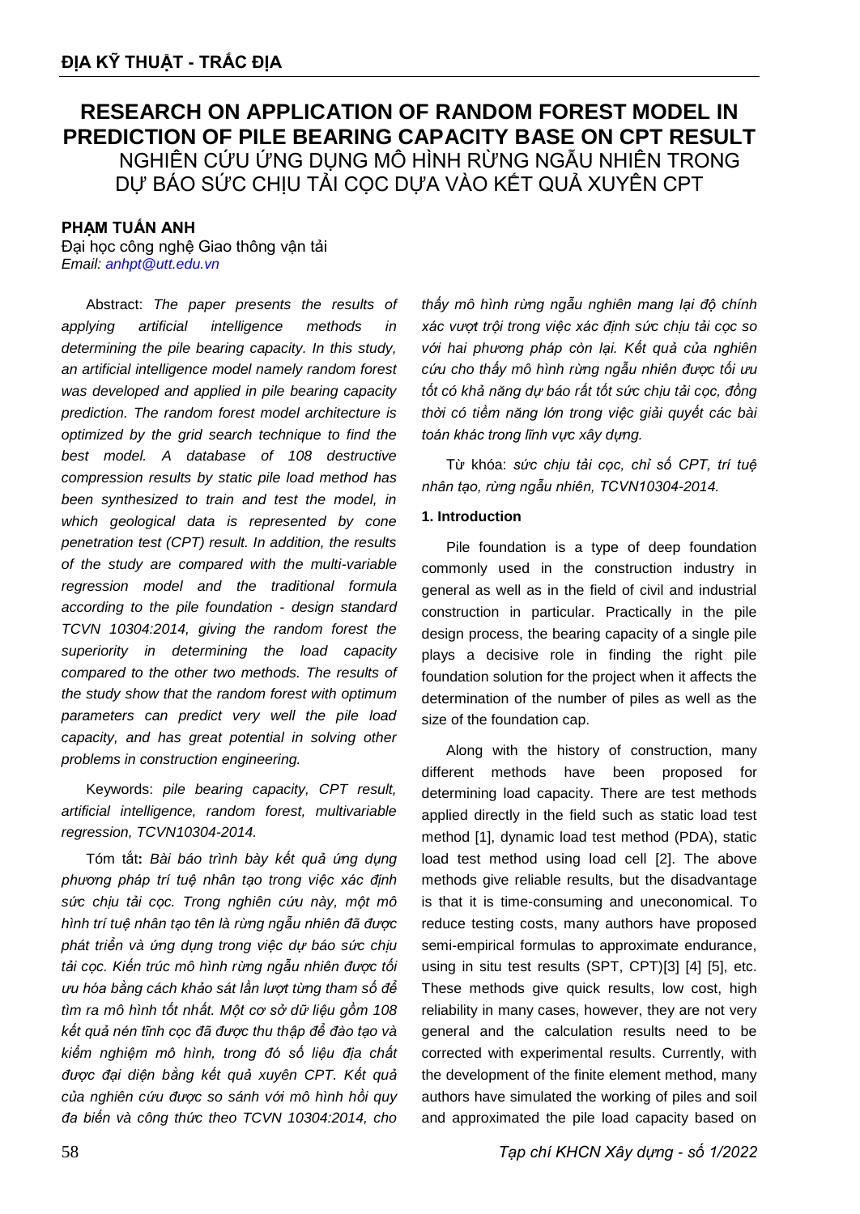# RESEARCH ON APPLICATION OF RANDOM FOREST MODEL IN PREDICTION OF PILE BEARING CAPACITY BASE ON CPT RESULT

## NGHIÊN CỨU ỨNG DỤNG MÔ HÌNH RỪNG NGẪU NHIÊN TRONG DỰ BÁO SỨC CHỊU TẢI CỌC DỰA VÀO KẾT QUẢ XUYÊN CPT

**PHẠM TUẤN ANH**
Đại học công nghệ Giao thông vận tải
*Email: anhpt@utt.edu.vn*

Abstract: *The paper presents the results of applying artificial intelligence methods in determining the pile bearing capacity. In this study, an artificial intelligence model namely random forest was developed and applied in pile bearing capacity prediction. The random forest model architecture is optimized by the grid search technique to find the best model. A database of 108 destructive compression results by static pile load method has been synthesized to train and test the model, in which geological data is represented by cone penetration test (CPT) result. In addition, the results of the study are compared with the multi-variable regression model and the traditional formula according to the pile foundation - design standard TCVN 10304:2014, giving the random forest the superiority in determining the load capacity compared to the other two methods. The results of the study show that the random forest with optimum parameters can predict very well the pile load capacity, and has great potential in solving other problems in construction engineering.*

Keywords: *pile bearing capacity, CPT result, artificial intelligence, random forest, multivariable regression, TCVN10304-2014.*

Tóm tắt**:** *Bài báo trình bày kết quả ứng dụng phương pháp trí tuệ nhân tạo trong việc xác định sức chịu tải cọc. Trong nghiên cứu này, một mô hình trí tuệ nhân tạo tên là rừng ngẫu nhiên đã được phát triển và ứng dụng trong việc dự báo sức chịu tải cọc. Kiến trúc mô hình rừng ngẫu nhiên được tối ưu hóa bằng cách khảo sát lần lượt từng tham số để tìm ra mô hình tốt nhất. Một cơ sở dữ liệu gồm 108 kết quả nén tĩnh cọc đã được thu thập để đào tạo và kiểm nghiệm mô hình, trong đó số liệu địa chất được đại diện bằng kết quả xuyên CPT. Kết quả của nghiên cứu được so sánh với mô hình hồi quy đa biến và công thức theo TCVN 10304:2014, cho thấy mô hình rừng ngẫu nghiên mang lại độ chính xác vượt trội trong việc xác định sức chịu tải cọc so với hai phương pháp còn lại. Kết quả của nghiên cứu cho thấy mô hình rừng ngẫu nhiên được tối ưu tốt có khả năng dự báo rất tốt sức chịu tải cọc, đồng thời có tiềm năng lớn trong việc giải quyết các bài toán khác trong lĩnh vực xây dựng.*

Từ khóa: *sức chịu tải cọc, chỉ số CPT, trí tuệ nhân tạo, rừng ngẫu nhiên, TCVN10304-2014.*

### 1. Introduction

Pile foundation is a type of deep foundation commonly used in the construction industry in general as well as in the field of civil and industrial construction in particular. Practically in the pile design process, the bearing capacity of a single pile plays a decisive role in finding the right pile foundation solution for the project when it affects the determination of the number of piles as well as the size of the foundation cap.

Along with the history of construction, many different methods have been proposed for determining load capacity. There are test methods applied directly in the field such as static load test method [1], dynamic load test method (PDA), static load test method using load cell [2]. The above methods give reliable results, but the disadvantage is that it is time-consuming and uneconomical. To reduce testing costs, many authors have proposed semi-empirical formulas to approximate endurance, using in situ test results (SPT, CPT)[3] [4] [5], etc. These methods give quick results, low cost, high reliability in many cases, however, they are not very general and the calculation results need to be corrected with experimental results. Currently, with the development of the finite element method, many authors have simulated the working of piles and soil and approximated the pile load capacity based on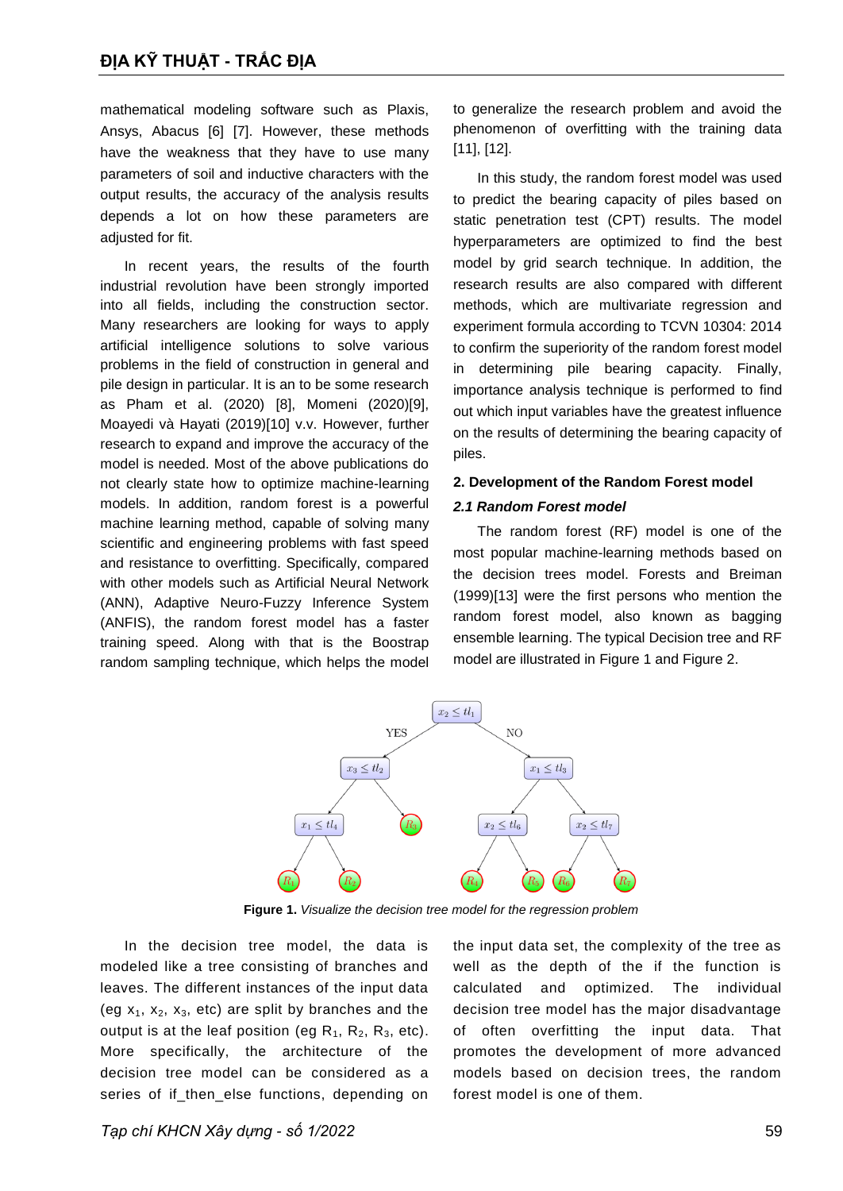mathematical modeling software such as Plaxis, Ansys, Abacus [6] [7]. However, these methods have the weakness that they have to use many parameters of soil and inductive characters with the output results, the accuracy of the analysis results depends a lot on how these parameters are adjusted for fit.

In recent years, the results of the fourth industrial revolution have been strongly imported into all fields, including the construction sector. Many researchers are looking for ways to apply artificial intelligence solutions to solve various problems in the field of construction in general and pile design in particular. It is an to be some research as Pham et al. (2020) [8], Momeni (2020)[9], Moayedi và Hayati (2019)[10] v.v. However, further research to expand and improve the accuracy of the model is needed. Most of the above publications do not clearly state how to optimize machine-learning models. In addition, random forest is a powerful machine learning method, capable of solving many scientific and engineering problems with fast speed and resistance to overfitting. Specifically, compared with other models such as Artificial Neural Network (ANN), Adaptive Neuro-Fuzzy Inference System (ANFIS), the random forest model has a faster training speed. Along with that is the Boostrap random sampling technique, which helps the model to generalize the research problem and avoid the phenomenon of overfitting with the training data [11], [12].

In this study, the random forest model was used to predict the bearing capacity of piles based on static penetration test (CPT) results. The model hyperparameters are optimized to find the best model by grid search technique. In addition, the research results are also compared with different methods, which are multivariate regression and experiment formula according to TCVN 10304: 2014 to confirm the superiority of the random forest model in determining pile bearing capacity. Finally, importance analysis technique is performed to find out which input variables have the greatest influence on the results of determining the bearing capacity of piles.

## 2. Development of the Random Forest model

### *2.1 Random Forest model*

The random forest (RF) model is one of the most popular machine-learning methods based on the decision trees model. Forests and Breiman (1999)[13] were the first persons who mention the random forest model, also known as bagging ensemble learning. The typical Decision tree and RF model are illustrated in Figure 1 and Figure 2.

**Figure 1.** *Visualize the decision tree model for the regression problem*

In the decision tree model, the data is modeled like a tree consisting of branches and leaves. The different instances of the input data (eg $x_1$, $x_2$, $x_3$, etc) are split by branches and the output is at the leaf position (eg $R_1$, $R_2$, $R_3$, etc). More specifically, the architecture of the decision tree model can be considered as a series of if_then_else functions, depending on the input data set, the complexity of the tree as well as the depth of the if the function is calculated and optimized. The individual decision tree model has the major disadvantage of often overfitting the input data. That promotes the development of more advanced models based on decision trees, the random forest model is one of them.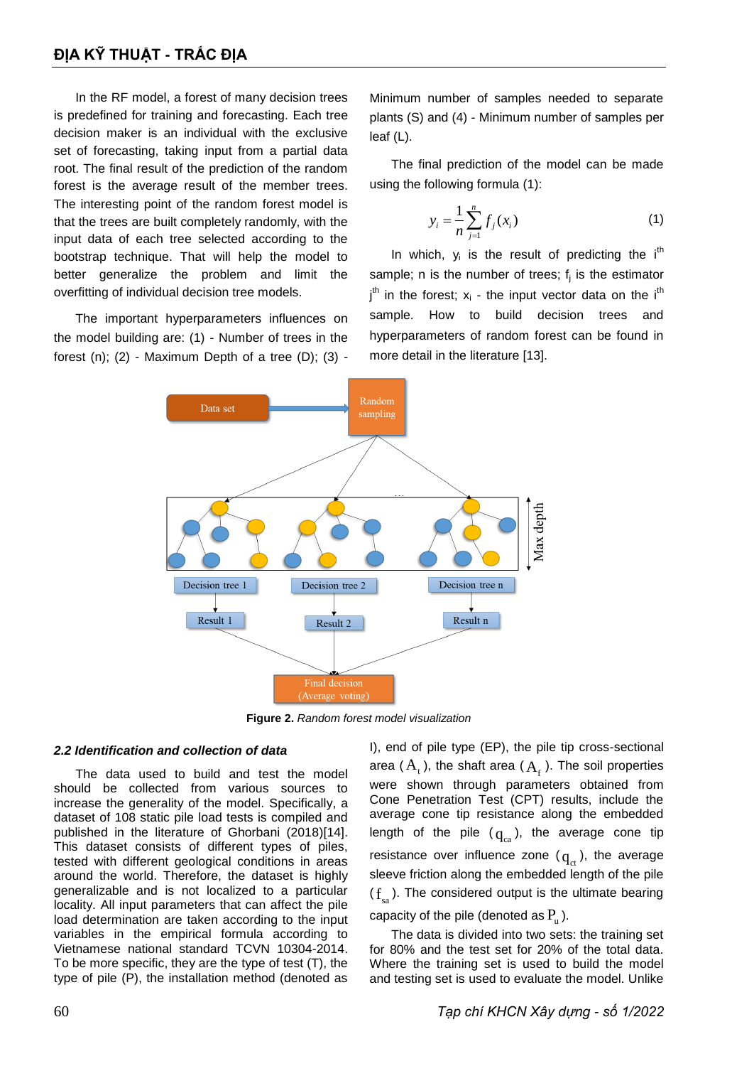In the RF model, a forest of many decision trees is predefined for training and forecasting. Each tree decision maker is an individual with the exclusive set of forecasting, taking input from a partial data root. The final result of the prediction of the random forest is the average result of the member trees. The interesting point of the random forest model is that the trees are built completely randomly, with the input data of each tree selected according to the bootstrap technique. That will help the model to better generalize the problem and limit the overfitting of individual decision tree models.

The important hyperparameters influences on the model building are: (1) - Number of trees in the forest (n); (2) - Maximum Depth of a tree (D); (3) - Minimum number of samples needed to separate plants (S) and (4) - Minimum number of samples per leaf (L).

The final prediction of the model can be made using the following formula (1):

$$y_i = \frac{1}{n}\sum_{j=1}^{n} f_j(x_i) \quad (1)$$

In which, $y_i$ is the result of predicting the i[th] sample; n is the number of trees; $f_j$ is the estimator j[th] in the forest; $x_i$ - the input vector data on the i[th] sample. How to build decision trees and hyperparameters of random forest can be found in more detail in the literature [13].

**Figure 2.** *Random forest model visualization*

### *2.2 Identification and collection of data*

The data used to build and test the model should be collected from various sources to increase the generality of the model. Specifically, a dataset of 108 static pile load tests is compiled and published in the literature of Ghorbani (2018)[14]. This dataset consists of different types of piles, tested with different geological conditions in areas around the world. Therefore, the dataset is highly generalizable and is not localized to a particular locality. All input parameters that can affect the pile load determination are taken according to the input variables in the empirical formula according to Vietnamese national standard TCVN 10304-2014. To be more specific, they are the type of test (T), the type of pile (P), the installation method (denoted as I), end of pile type (EP), the pile tip cross-sectional area ($A_t$), the shaft area ($A_f$). The soil properties were shown through parameters obtained from Cone Penetration Test (CPT) results, include the average cone tip resistance along the embedded length of the pile ($q_{ca}$), the average cone tip resistance over influence zone ($q_{ct}$), the average sleeve friction along the embedded length of the pile ($f_{sa}$). The considered output is the ultimate bearing capacity of the pile (denoted as $P_u$).

The data is divided into two sets: the training set for 80% and the test set for 20% of the total data. Where the training set is used to build the model and testing set is used to evaluate the model. Unlike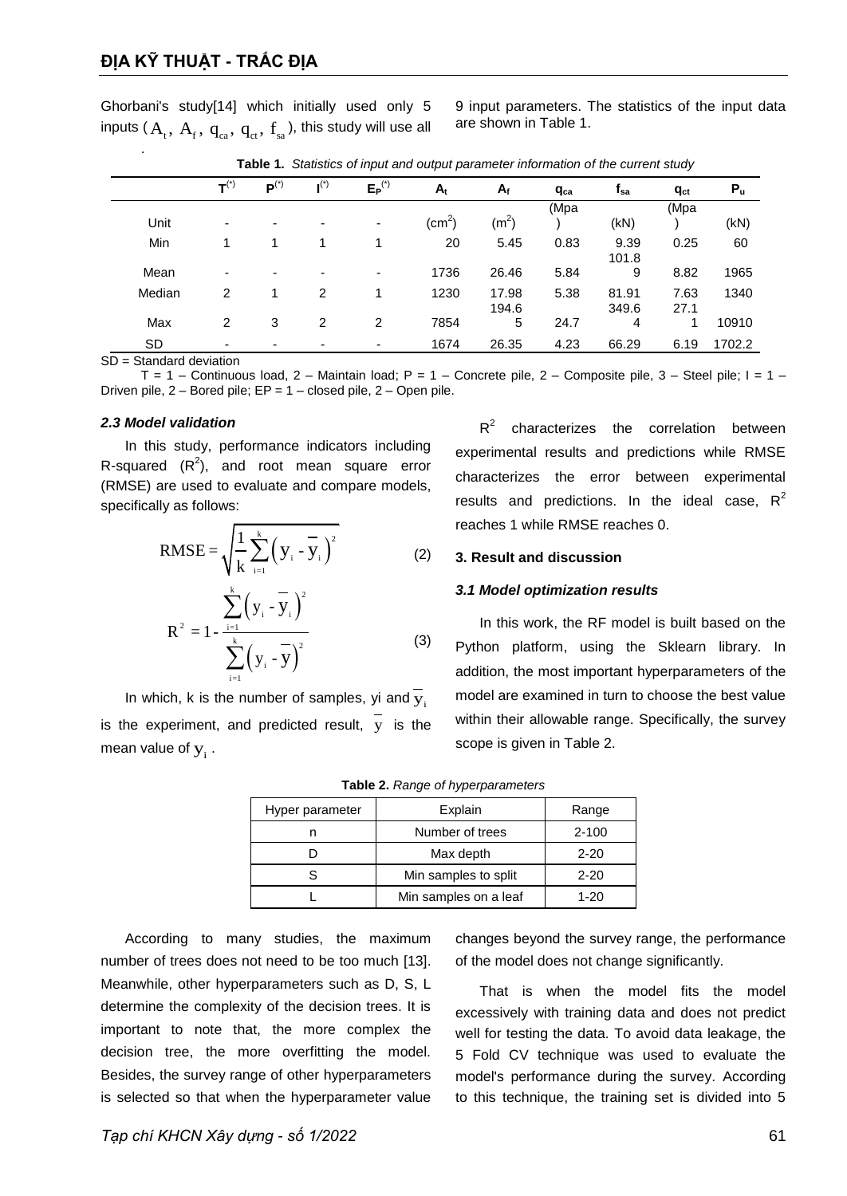Ghorbani's study[14] which initially used only 5 inputs ($A_t$, $A_f$, $q_{ca}$, $q_{ct}$, $f_{sa}$), this study will use all 9 input parameters. The statistics of the input data are shown in Table 1.

**Table 1.** *Statistics of input and output parameter information of the current study*

| | T(*) | P(*) | I(*) | $E_P$(*) | $A_t$ | $A_f$ | $q_{ca}$ | $f_{sa}$ | $q_{ct}$ | $P_u$ |
|---|---|---|---|---|---|---|---|---|---|---|
| Unit | - | - | - | - | (cm$^2$) | (m$^2$) | (Mpa) | (kN) | (Mpa) | (kN) |
| Min | 1 | 1 | 1 | 1 | 20 | 5.45 | 0.83 | 9.39 | 0.25 | 60 |
| Mean | - | - | - | - | 1736 | 26.46 | 5.84 | 101.89 | 8.82 | 1965 |
| Median | 2 | 1 | 2 | 1 | 1230 | 17.98 | 5.38 | 81.91 | 7.63 | 1340 |
| Max | 2 | 3 | 2 | 2 | 7854 | 194.65 | 24.7 | 349.64 | 27.11 | 10910 |
| SD | - | - | - | - | 1674 | 26.35 | 4.23 | 66.29 | 6.19 | 1702.2 |

SD = Standard deviation

T = 1 – Continuous load, 2 – Maintain load; P = 1 – Concrete pile, 2 – Composite pile, 3 – Steel pile; I = 1 – Driven pile, 2 – Bored pile; EP = 1 – closed pile, 2 – Open pile.

### *2.3 Model validation*

In this study, performance indicators including R-squared ($R^2$), and root mean square error (RMSE) are used to evaluate and compare models, specifically as follows:

$$\text{RMSE} = \sqrt{\frac{1}{k}\sum_{i=1}^{k}\left(y_i - \overline{y}_i\right)^2} \quad (2)$$

$$R^2 = 1 - \frac{\sum_{i=1}^{k}\left(y_i - \overline{y}_i\right)^2}{\sum_{i=1}^{k}\left(y_i - \overline{y}\right)^2} \quad (3)$$

In which, k is the number of samples, yi and $\overline{y}_i$ is the experiment, and predicted result, $\overline{y}$ is the mean value of $y_i$.

$R^2$ characterizes the correlation between experimental results and predictions while RMSE characterizes the error between experimental results and predictions. In the ideal case, $R^2$ reaches 1 while RMSE reaches 0.

## 3. Result and discussion

### *3.1 Model optimization results*

In this work, the RF model is built based on the Python platform, using the Sklearn library. In addition, the most important hyperparameters of the model are examined in turn to choose the best value within their allowable range. Specifically, the survey scope is given in Table 2.

**Table 2.** *Range of hyperparameters*

| Hyper parameter | Explain | Range |
|---|---|---|
| n | Number of trees | 2-100 |
| D | Max depth | 2-20 |
| S | Min samples to split | 2-20 |
| L | Min samples on a leaf | 1-20 |

According to many studies, the maximum number of trees does not need to be too much [13]. Meanwhile, other hyperparameters such as D, S, L determine the complexity of the decision trees. It is important to note that, the more complex the decision tree, the more overfitting the model. Besides, the survey range of other hyperparameters is selected so that when the hyperparameter value changes beyond the survey range, the performance of the model does not change significantly.

That is when the model fits the model excessively with training data and does not predict well for testing the data. To avoid data leakage, the 5 Fold CV technique was used to evaluate the model's performance during the survey. According to this technique, the training set is divided into 5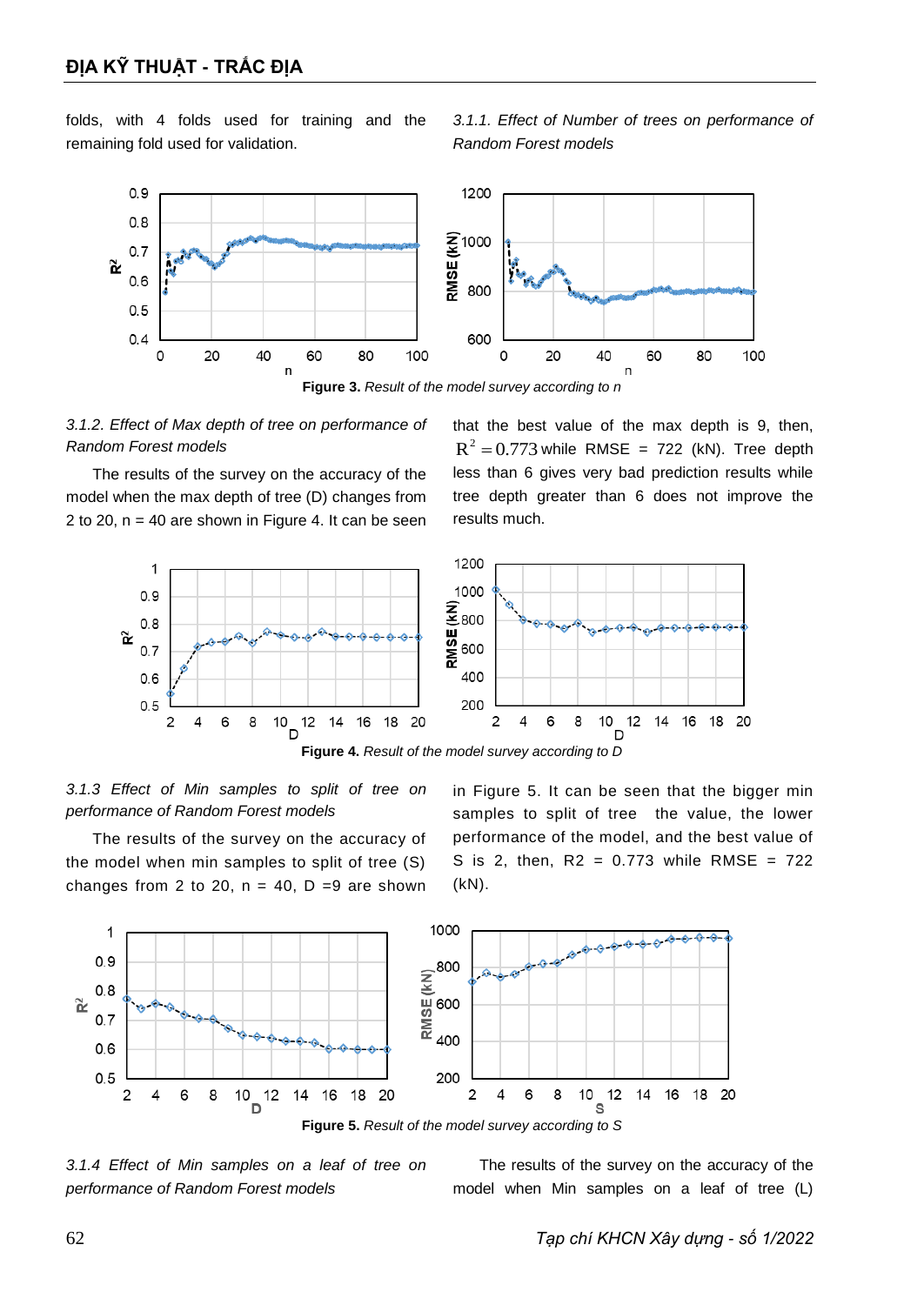folds, with 4 folds used for training and the remaining fold used for validation.

*3.1.1. Effect of Number of trees on performance of Random Forest models*

**Figure 3.** *Result of the model survey according to n*

*3.1.2. Effect of Max depth of tree on performance of Random Forest models*

The results of the survey on the accuracy of the model when the max depth of tree (D) changes from 2 to 20, n = 40 are shown in Figure 4. It can be seen that the best value of the max depth is 9, then, $R^2 = 0.773$ while RMSE = 722 (kN). Tree depth less than 6 gives very bad prediction results while tree depth greater than 6 does not improve the results much.

**Figure 4.** *Result of the model survey according to D*

*3.1.3 Effect of Min samples to split of tree on performance of Random Forest models*

The results of the survey on the accuracy of the model when min samples to split of tree (S) changes from 2 to 20, n = 40, D =9 are shown in Figure 5. It can be seen that the bigger min samples to split of tree the value, the lower performance of the model, and the best value of S is 2, then, R2 = 0.773 while RMSE = 722 (kN).

**Figure 5.** *Result of the model survey according to S*

*3.1.4 Effect of Min samples on a leaf of tree on performance of Random Forest models*

The results of the survey on the accuracy of the model when Min samples on a leaf of tree (L)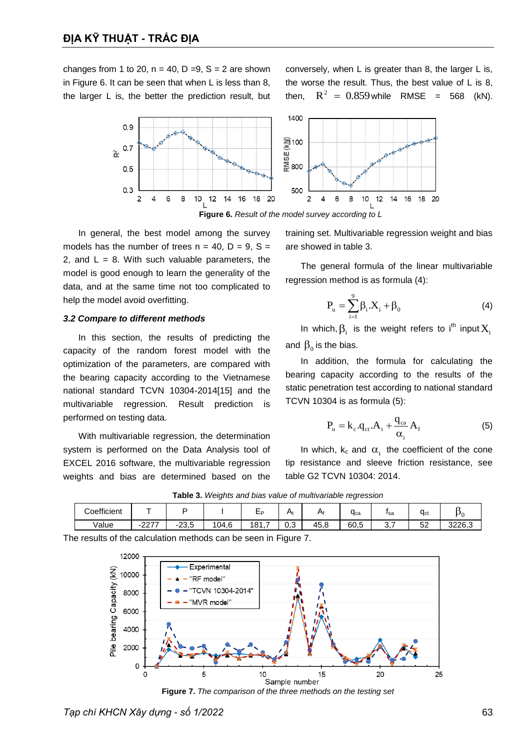changes from 1 to 20, n = 40, D =9, S = 2 are shown in Figure 6. It can be seen that when L is less than 8, the larger L is, the better the prediction result, but conversely, when L is greater than 8, the larger L is, the worse the result. Thus, the best value of L is 8, then, $R^2 = 0.859$ while RMSE = 568 (kN).

**Figure 6.** *Result of the model survey according to L*

In general, the best model among the survey models has the number of trees n = 40, D = 9, S = 2, and L = 8. With such valuable parameters, the model is good enough to learn the generality of the data, and at the same time not too complicated to help the model avoid overfitting.

### *3.2 Compare to different methods*

In this section, the results of predicting the capacity of the random forest model with the optimization of the parameters, are compared with the bearing capacity according to the Vietnamese national standard TCVN 10304-2014[15] and the multivariable regression. Result prediction is performed on testing data.

With multivariable regression, the determination system is performed on the Data Analysis tool of EXCEL 2016 software, the multivariable regression weights and bias are determined based on the training set. Multivariable regression weight and bias are showed in table 3.

The general formula of the linear multivariable regression method is as formula (4):

$$P_u = \sum_{i=1}^{9} \beta_i . X_i + \beta_0 \quad (4)$$

In which, $\beta_i$ is the weight refers to i[th] input $X_i$ and $\beta_0$ is the bias.

In addition, the formula for calculating the bearing capacity according to the results of the static penetration test according to national standard TCVN 10304 is as formula (5):

$$P_u = k_c . q_{ct} . A_t + \frac{q_{ca}}{\alpha_i} A_f \quad (5)$$

In which, $k_c$ and $\alpha_i$ the coefficient of the cone tip resistance and sleeve friction resistance, see table G2 TCVN 10304: 2014.

**Table 3.** *Weights and bias value of multivariable regression*

| Coefficient | T | P | I | $E_P$ | $A_t$ | $A_f$ | $q_{ca}$ | $f_{sa}$ | $q_{ct}$ | $\beta_0$ |
|---|---|---|---|---|---|---|---|---|---|---|
| Value | -2277 | -23,5 | 104,6 | 181,7 | 0,3 | 45,8 | 60,5 | 3,7 | 52 | 3226,3 |

The results of the calculation methods can be seen in Figure 7.

**Figure 7.** *The comparison of the three methods on the testing set*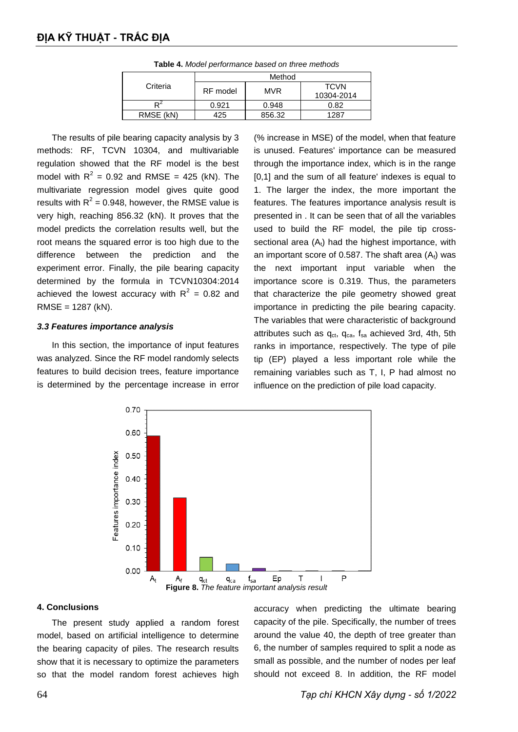**Table 4.** *Model performance based on three methods*

| Criteria | Method | | |
|---|---|---|---|
| | RF model | MVR | TCVN 10304-2014 |
| $R^2$ | 0.921 | 0.948 | 0.82 |
| RMSE (kN) | 425 | 856.32 | 1287 |

The results of pile bearing capacity analysis by 3 methods: RF, TCVN 10304, and multivariable regulation showed that the RF model is the best model with $R^2$ = 0.92 and RMSE = 425 (kN). The multivariate regression model gives quite good results with $R^2$ = 0.948, however, the RMSE value is very high, reaching 856.32 (kN). It proves that the model predicts the correlation results well, but the root means the squared error is too high due to the difference between the prediction and the experiment error. Finally, the pile bearing capacity determined by the formula in TCVN10304:2014 achieved the lowest accuracy with $R^2$ = 0.82 and RMSE = 1287 (kN).

### *3.3 Features importance analysis*

In this section, the importance of input features was analyzed. Since the RF model randomly selects features to build decision trees, feature importance is determined by the percentage increase in error (% increase in MSE) of the model, when that feature is unused. Features' importance can be measured through the importance index, which is in the range [0,1] and the sum of all feature' indexes is equal to 1. The larger the index, the more important the features. The features importance analysis result is presented in . It can be seen that of all the variables used to build the RF model, the pile tip cross-sectional area ($A_t$) had the highest importance, with an important score of 0.587. The shaft area ($A_f$) was the next important input variable when the importance score is 0.319. Thus, the parameters that characterize the pile geometry showed great importance in predicting the pile bearing capacity. The variables that were characteristic of background attributes such as $q_{ct}$, $q_{ca}$, $f_{sa}$ achieved 3rd, 4th, 5th ranks in importance, respectively. The type of pile tip (EP) played a less important role while the remaining variables such as T, I, P had almost no influence on the prediction of pile load capacity.

**Figure 8.** *The feature important analysis result*

## 4. Conclusions

The present study applied a random forest model, based on artificial intelligence to determine the bearing capacity of piles. The research results show that it is necessary to optimize the parameters so that the model random forest achieves high accuracy when predicting the ultimate bearing capacity of the pile. Specifically, the number of trees around the value 40, the depth of tree greater than 6, the number of samples required to split a node as small as possible, and the number of nodes per leaf should not exceed 8. In addition, the RF model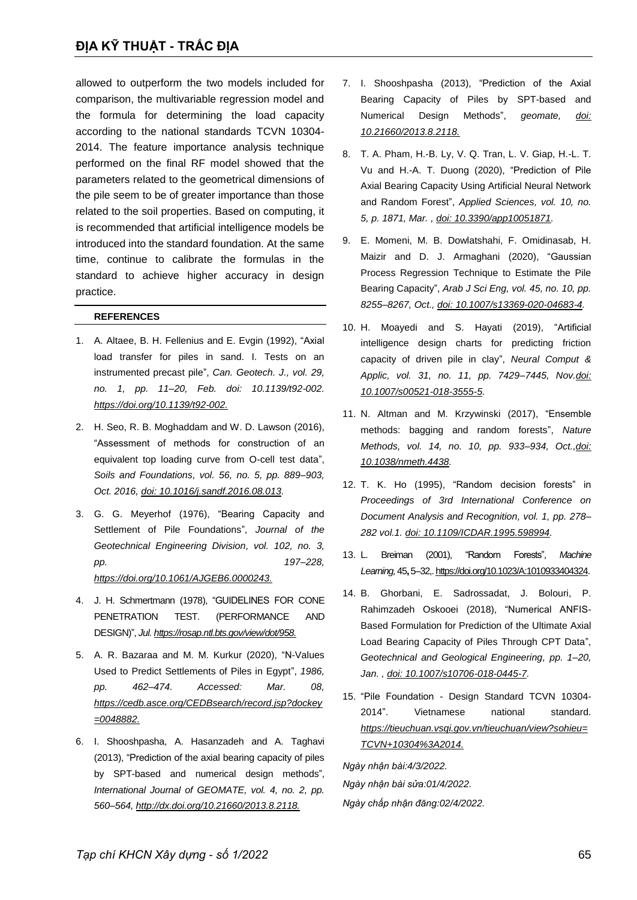allowed to outperform the two models included for comparison, the multivariable regression model and the formula for determining the load capacity according to the national standards TCVN 10304-2014. The feature importance analysis technique performed on the final RF model showed that the parameters related to the geometrical dimensions of the pile seem to be of greater importance than those related to the soil properties. Based on computing, it is recommended that artificial intelligence models be introduced into the standard foundation. At the same time, continue to calibrate the formulas in the standard to achieve higher accuracy in design practice.

**REFERENCES**

1. A. Altaee, B. H. Fellenius and E. Evgin (1992), "Axial load transfer for piles in sand. I. Tests on an instrumented precast pile", *Can. Geotech. J., vol. 29, no. 1, pp. 11–20, Feb. doi: 10.1139/t92-002. https://doi.org/10.1139/t92-002.*
2. H. Seo, R. B. Moghaddam and W. D. Lawson (2016), "Assessment of methods for construction of an equivalent top loading curve from O-cell test data", *Soils and Foundations, vol. 56, no. 5, pp. 889–903, Oct. 2016, doi: 10.1016/j.sandf.2016.08.013.*
3. G. G. Meyerhof (1976), "Bearing Capacity and Settlement of Pile Foundations", *Journal of the Geotechnical Engineering Division, vol. 102, no. 3, pp. 197–228, https://doi.org/10.1061/AJGEB6.0000243.*
4. J. H. Schmertmann (1978), "GUIDELINES FOR CONE PENETRATION TEST. (PERFORMANCE AND DESIGN)", *Jul. https://rosap.ntl.bts.gov/view/dot/958.*
5. A. R. Bazaraa and M. M. Kurkur (2020), "N-Values Used to Predict Settlements of Piles in Egypt", *1986, pp. 462–474. Accessed: Mar. 08, https://cedb.asce.org/CEDBsearch/record.jsp?dockey=0048882.*
6. I. Shooshpasha, A. Hasanzadeh and A. Taghavi (2013), "Prediction of the axial bearing capacity of piles by SPT-based and numerical design methods", *International Journal of GEOMATE, vol. 4, no. 2, pp. 560–564, http://dx.doi.org/10.21660/2013.8.2118.*
7. I. Shooshpasha (2013), "Prediction of the Axial Bearing Capacity of Piles by SPT-based and Numerical Design Methods", *geomate, doi: 10.21660/2013.8.2118.*
8. T. A. Pham, H.-B. Ly, V. Q. Tran, L. V. Giap, H.-L. T. Vu and H.-A. T. Duong (2020), "Prediction of Pile Axial Bearing Capacity Using Artificial Neural Network and Random Forest", *Applied Sciences, vol. 10, no. 5, p. 1871, Mar. , doi: 10.3390/app10051871.*
9. E. Momeni, M. B. Dowlatshahi, F. Omidinasab, H. Maizir and D. J. Armaghani (2020), "Gaussian Process Regression Technique to Estimate the Pile Bearing Capacity", *Arab J Sci Eng, vol. 45, no. 10, pp. 8255–8267, Oct., doi: 10.1007/s13369-020-04683-4.*
10. H. Moayedi and S. Hayati (2019), "Artificial intelligence design charts for predicting friction capacity of driven pile in clay", *Neural Comput & Applic, vol. 31, no. 11, pp. 7429–7445, Nov.doi: 10.1007/s00521-018-3555-5.*
11. N. Altman and M. Krzywinski (2017), "Ensemble methods: bagging and random forests", *Nature Methods, vol. 14, no. 10, pp. 933–934, Oct.,doi: 10.1038/nmeth.4438.*
12. T. K. Ho (1995), "Random decision forests" in *Proceedings of 3rd International Conference on Document Analysis and Recognition, vol. 1, pp. 278–282 vol.1. doi: 10.1109/ICDAR.1995.598994.*
13. L. Breiman (2001), "Random Forests", *Machine Learning,* 45, 5–32,. https://doi.org/10.1023/A:1010933404324.
14. B. Ghorbani, E. Sadrossadat, J. Bolouri, P. Rahimzadeh Oskooei (2018), "Numerical ANFIS-Based Formulation for Prediction of the Ultimate Axial Load Bearing Capacity of Piles Through CPT Data", *Geotechnical and Geological Engineering, pp. 1–20, Jan. , doi: 10.1007/s10706-018-0445-7.*
15. "Pile Foundation - Design Standard TCVN 10304-2014". Vietnamese national standard. *https://tieuchuan.vsqi.gov.vn/tieuchuan/view?sohieu=TCVN+10304%3A2014.*

*Ngày nhận bài:4/3/2022.*

*Ngày nhận bài sửa:01/4/2022.*

*Ngày chấp nhận đăng:02/4/2022.*